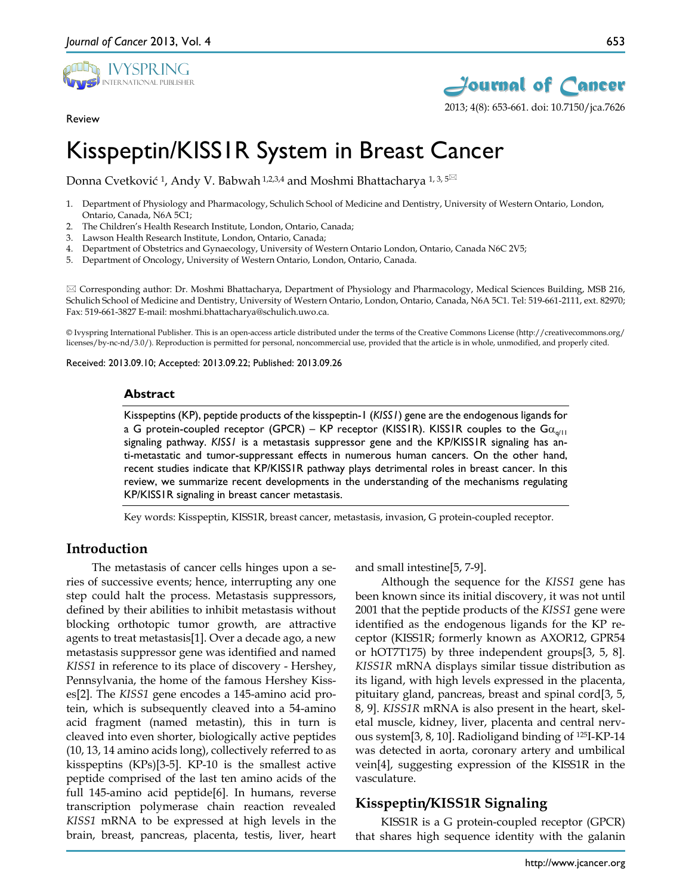Review

# Kisspeptin/KISS1R System in Breast Cancer

Donna Cvetković [1], Andy V. Babwah [1,2,3,4] and Moshmi Bhattacharya [1,3,5]

1. Department of Physiology and Pharmacology, Schulich School of Medicine and Dentistry, University of Western Ontario, London, Ontario, Canada, N6A 5C1;
2. The Children's Health Research Institute, London, Ontario, Canada;
3. Lawson Health Research Institute, London, Ontario, Canada;
4. Department of Obstetrics and Gynaecology, University of Western Ontario London, Ontario, Canada N6C 2V5;
5. Department of Oncology, University of Western Ontario, London, Ontario, Canada.

✉ Corresponding author: Dr. Moshmi Bhattacharya, Department of Physiology and Pharmacology, Medical Sciences Building, MSB 216, Schulich School of Medicine and Dentistry, University of Western Ontario, London, Ontario, Canada, N6A 5C1. Tel: 519-661-2111, ext. 82970; Fax: 519-661-3827 E-mail: moshmi.bhattacharya@schulich.uwo.ca.

© Ivyspring International Publisher. This is an open-access article distributed under the terms of the Creative Commons License (http://creativecommons.org/licenses/by-nc-nd/3.0/). Reproduction is permitted for personal, noncommercial use, provided that the article is in whole, unmodified, and properly cited.

Received: 2013.09.10; Accepted: 2013.09.22; Published: 2013.09.26

## Abstract

Kisspeptins (KP), peptide products of the kisspeptin-1 (*KISS1*) gene are the endogenous ligands for a G protein-coupled receptor (GPCR) – KP receptor (KISS1R). KISS1R couples to the $G\alpha_{q/11}$ signaling pathway. *KISS1* is a metastasis suppressor gene and the KP/KISS1R signaling has anti-metastatic and tumor-suppressant effects in numerous human cancers. On the other hand, recent studies indicate that KP/KISS1R pathway plays detrimental roles in breast cancer. In this review, we summarize recent developments in the understanding of the mechanisms regulating KP/KISS1R signaling in breast cancer metastasis.

Key words: Kisspeptin, KISS1R, breast cancer, metastasis, invasion, G protein-coupled receptor.

## Introduction

The metastasis of cancer cells hinges upon a series of successive events; hence, interrupting any one step could halt the process. Metastasis suppressors, defined by their abilities to inhibit metastasis without blocking orthotopic tumor growth, are attractive agents to treat metastasis[1]. Over a decade ago, a new metastasis suppressor gene was identified and named *KISS1* in reference to its place of discovery - Hershey, Pennsylvania, the home of the famous Hershey Kisses[2]. The *KISS1* gene encodes a 145-amino acid protein, which is subsequently cleaved into a 54-amino acid fragment (named metastin), this in turn is cleaved into even shorter, biologically active peptides (10, 13, 14 amino acids long), collectively referred to as kisspeptins (KPs)[3-5]. KP-10 is the smallest active peptide comprised of the last ten amino acids of the full 145-amino acid peptide[6]. In humans, reverse transcription polymerase chain reaction revealed *KISS1* mRNA to be expressed at high levels in the brain, breast, pancreas, placenta, testis, liver, heart and small intestine[5, 7-9].

Although the sequence for the *KISS1* gene has been known since its initial discovery, it was not until 2001 that the peptide products of the *KISS1* gene were identified as the endogenous ligands for the KP receptor (KISS1R; formerly known as AXOR12, GPR54 or hOT7T175) by three independent groups[3, 5, 8]. *KISS1R* mRNA displays similar tissue distribution as its ligand, with high levels expressed in the placenta, pituitary gland, pancreas, breast and spinal cord[3, 5, 8, 9]. *KISS1R* mRNA is also present in the heart, skeletal muscle, kidney, liver, placenta and central nervous system[3, 8, 10]. Radioligand binding of $^{125}$I-KP-14 was detected in aorta, coronary artery and umbilical vein[4], suggesting expression of the KISS1R in the vasculature.

## Kisspeptin/KISS1R Signaling

KISS1R is a G protein-coupled receptor (GPCR) that shares high sequence identity with the galanin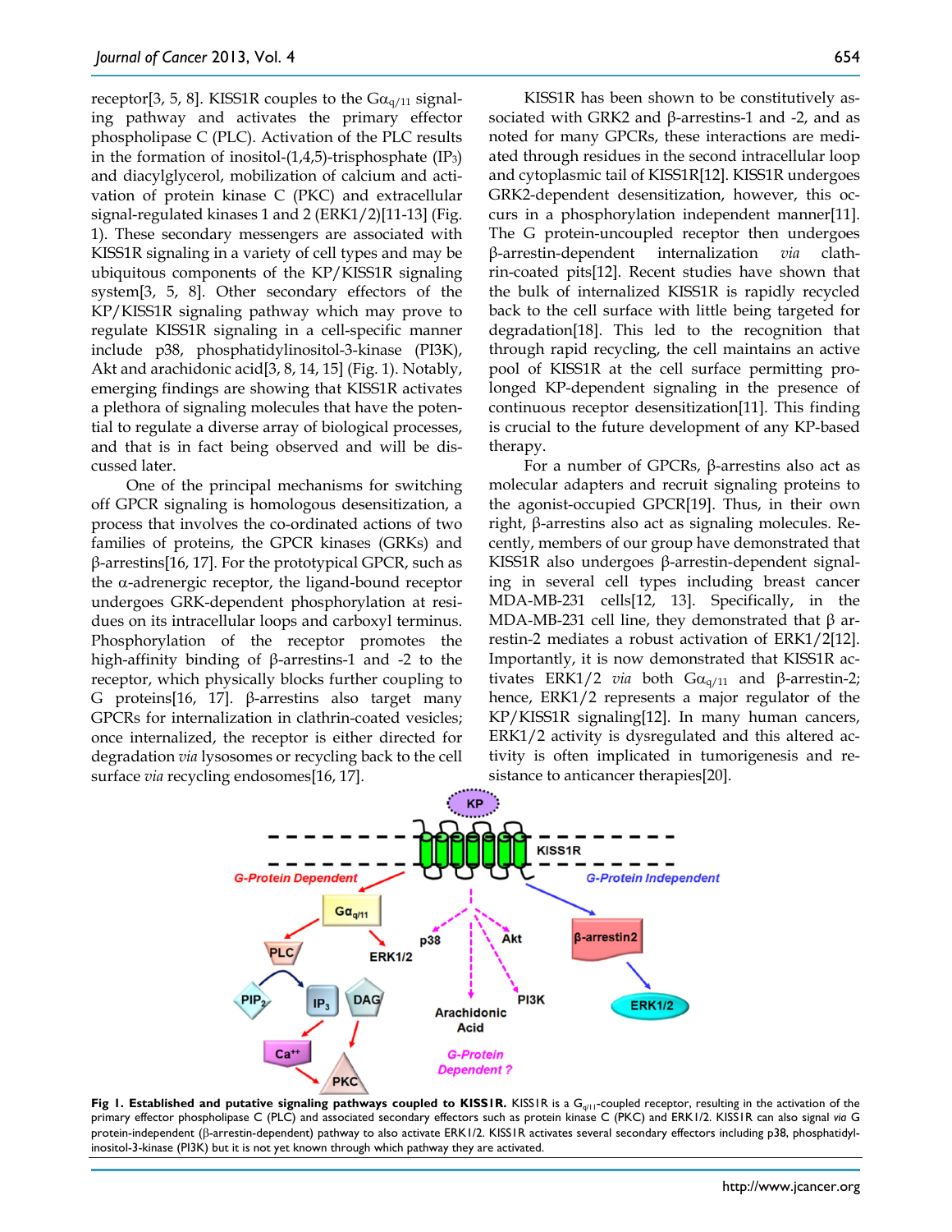receptor[3, 5, 8]. KISS1R couples to the $G\alpha_{q/11}$ signaling pathway and activates the primary effector phospholipase C (PLC). Activation of the PLC results in the formation of inositol-(1,4,5)-trisphosphate ($IP_3$) and diacylglycerol, mobilization of calcium and activation of protein kinase C (PKC) and extracellular signal-regulated kinases 1 and 2 (ERK1/2)[11-13] (Fig. 1). These secondary messengers are associated with KISS1R signaling in a variety of cell types and may be ubiquitous components of the KP/KISS1R signaling system[3, 5, 8]. Other secondary effectors of the KP/KISS1R signaling pathway which may prove to regulate KISS1R signaling in a cell-specific manner include p38, phosphatidylinositol-3-kinase (PI3K), Akt and arachidonic acid[3, 8, 14, 15] (Fig. 1). Notably, emerging findings are showing that KISS1R activates a plethora of signaling molecules that have the potential to regulate a diverse array of biological processes, and that is in fact being observed and will be discussed later.

One of the principal mechanisms for switching off GPCR signaling is homologous desensitization, a process that involves the co-ordinated actions of two families of proteins, the GPCR kinases (GRKs) and β-arrestins[16, 17]. For the prototypical GPCR, such as the α-adrenergic receptor, the ligand-bound receptor undergoes GRK-dependent phosphorylation at residues on its intracellular loops and carboxyl terminus. Phosphorylation of the receptor promotes the high-affinity binding of β-arrestins-1 and -2 to the receptor, which physically blocks further coupling to G proteins[16, 17]. β-arrestins also target many GPCRs for internalization in clathrin-coated vesicles; once internalized, the receptor is either directed for degradation *via* lysosomes or recycling back to the cell surface *via* recycling endosomes[16, 17].

KISS1R has been shown to be constitutively associated with GRK2 and β-arrestins-1 and -2, and as noted for many GPCRs, these interactions are mediated through residues in the second intracellular loop and cytoplasmic tail of KISS1R[12]. KISS1R undergoes GRK2-dependent desensitization, however, this occurs in a phosphorylation independent manner[11]. The G protein-uncoupled receptor then undergoes β-arrestin-dependent internalization *via* clathrin-coated pits[12]. Recent studies have shown that the bulk of internalized KISS1R is rapidly recycled back to the cell surface with little being targeted for degradation[18]. This led to the recognition that through rapid recycling, the cell maintains an active pool of KISS1R at the cell surface permitting prolonged KP-dependent signaling in the presence of continuous receptor desensitization[11]. This finding is crucial to the future development of any KP-based therapy.

For a number of GPCRs, β-arrestins also act as molecular adapters and recruit signaling proteins to the agonist-occupied GPCR[19]. Thus, in their own right, β-arrestins also act as signaling molecules. Recently, members of our group have demonstrated that KISS1R also undergoes β-arrestin-dependent signaling in several cell types including breast cancer MDA-MB-231 cells[12, 13]. Specifically, in the MDA-MB-231 cell line, they demonstrated that β arrestin-2 mediates a robust activation of ERK1/2[12]. Importantly, it is now demonstrated that KISS1R activates ERK1/2 *via* both $G\alpha_{q/11}$ and β-arrestin-2; hence, ERK1/2 represents a major regulator of the KP/KISS1R signaling[12]. In many human cancers, ERK1/2 activity is dysregulated and this altered activity is often implicated in tumorigenesis and resistance to anticancer therapies[20].

**Fig 1. Established and putative signaling pathways coupled to KISS1R.** KISS1R is a $G_{q/11}$-coupled receptor, resulting in the activation of the primary effector phospholipase C (PLC) and associated secondary effectors such as protein kinase C (PKC) and ERK1/2. KISS1R can also signal *via* G protein-independent (β-arrestin-dependent) pathway to also activate ERK1/2. KISS1R activates several secondary effectors including p38, phosphatidylinositol-3-kinase (PI3K) but it is not yet known through which pathway they are activated.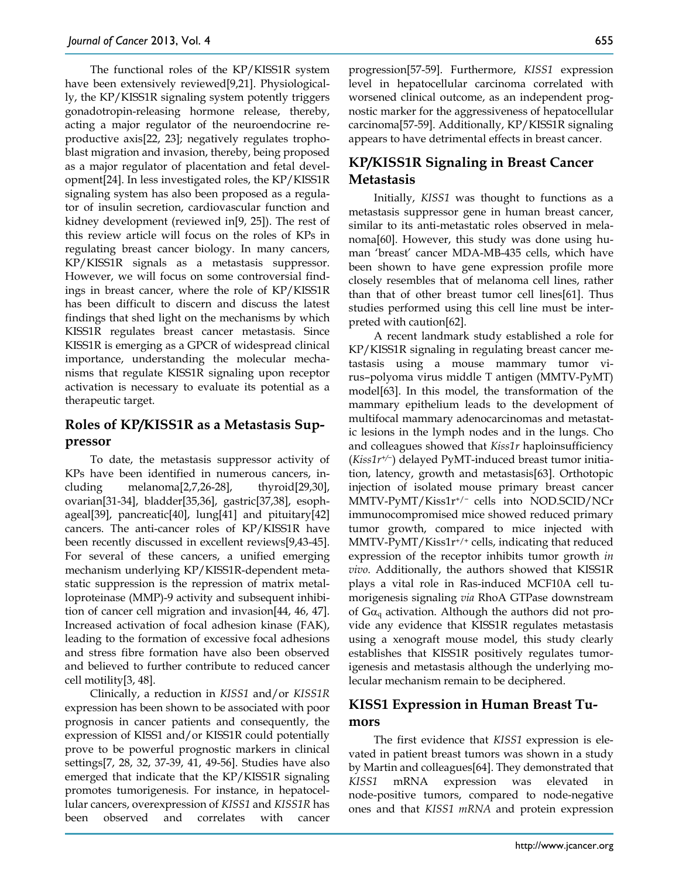The functional roles of the KP/KISS1R system have been extensively reviewed[9,21]. Physiologically, the KP/KISS1R signaling system potently triggers gonadotropin-releasing hormone release, thereby, acting a major regulator of the neuroendocrine reproductive axis[22, 23]; negatively regulates trophoblast migration and invasion, thereby, being proposed as a major regulator of placentation and fetal development[24]. In less investigated roles, the KP/KISS1R signaling system has also been proposed as a regulator of insulin secretion, cardiovascular function and kidney development (reviewed in[9, 25]). The rest of this review article will focus on the roles of KPs in regulating breast cancer biology. In many cancers, KP/KISS1R signals as a metastasis suppressor. However, we will focus on some controversial findings in breast cancer, where the role of KP/KISS1R has been difficult to discern and discuss the latest findings that shed light on the mechanisms by which KISS1R regulates breast cancer metastasis. Since KISS1R is emerging as a GPCR of widespread clinical importance, understanding the molecular mechanisms that regulate KISS1R signaling upon receptor activation is necessary to evaluate its potential as a therapeutic target.

## Roles of KP/KISS1R as a Metastasis Suppressor

To date, the metastasis suppressor activity of KPs have been identified in numerous cancers, including melanoma[2,7,26-28], thyroid[29,30], ovarian[31-34], bladder[35,36], gastric[37,38], esophageal[39], pancreatic[40], lung[41] and pituitary[42] cancers. The anti-cancer roles of KP/KISS1R have been recently discussed in excellent reviews[9,43-45]. For several of these cancers, a unified emerging mechanism underlying KP/KISS1R-dependent metastatic suppression is the repression of matrix metalloproteinase (MMP)-9 activity and subsequent inhibition of cancer cell migration and invasion[44, 46, 47]. Increased activation of focal adhesion kinase (FAK), leading to the formation of excessive focal adhesions and stress fibre formation have also been observed and believed to further contribute to reduced cancer cell motility[3, 48].

Clinically, a reduction in *KISS1* and/or *KISS1R* expression has been shown to be associated with poor prognosis in cancer patients and consequently, the expression of KISS1 and/or KISS1R could potentially prove to be powerful prognostic markers in clinical settings[7, 28, 32, 37-39, 41, 49-56]. Studies have also emerged that indicate that the KP/KISS1R signaling promotes tumorigenesis. For instance, in hepatocellular cancers, overexpression of *KISS1* and *KISS1R* has been observed and correlates with cancer progression[57-59]. Furthermore, *KISS1* expression level in hepatocellular carcinoma correlated with worsened clinical outcome, as an independent prognostic marker for the aggressiveness of hepatocellular carcinoma[57-59]. Additionally, KP/KISS1R signaling appears to have detrimental effects in breast cancer.

## KP/KISS1R Signaling in Breast Cancer Metastasis

Initially, *KISS1* was thought to functions as a metastasis suppressor gene in human breast cancer, similar to its anti-metastatic roles observed in melanoma[60]. However, this study was done using human 'breast' cancer MDA-MB-435 cells, which have been shown to have gene expression profile more closely resembles that of melanoma cell lines, rather than that of other breast tumor cell lines[61]. Thus studies performed using this cell line must be interpreted with caution[62].

A recent landmark study established a role for KP/KISS1R signaling in regulating breast cancer metastasis using a mouse mammary tumor virus–polyoma virus middle T antigen (MMTV-PyMT) model[63]. In this model, the transformation of the mammary epithelium leads to the development of multifocal mammary adenocarcinomas and metastatic lesions in the lymph nodes and in the lungs. Cho and colleagues showed that *Kiss1r* haploinsufficiency (*Kiss1r*$^{+/-}$) delayed PyMT-induced breast tumor initiation, latency, growth and metastasis[63]. Orthotopic injection of isolated mouse primary breast cancer MMTV-PyMT/Kiss1r$^{+/-}$ cells into NOD.SCID/NCr immunocompromised mice showed reduced primary tumor growth, compared to mice injected with MMTV-PyMT/Kiss1r$^{+/+}$ cells, indicating that reduced expression of the receptor inhibits tumor growth *in vivo*. Additionally, the authors showed that KISS1R plays a vital role in Ras-induced MCF10A cell tumorigenesis signaling *via* RhoA GTPase downstream of $G\alpha_q$ activation. Although the authors did not provide any evidence that KISS1R regulates metastasis using a xenograft mouse model, this study clearly establishes that KISS1R positively regulates tumorigenesis and metastasis although the underlying molecular mechanism remain to be deciphered.

## KISS1 Expression in Human Breast Tumors

The first evidence that *KISS1* expression is elevated in patient breast tumors was shown in a study by Martin and colleagues[64]. They demonstrated that *KISS1* mRNA expression was elevated in node-positive tumors, compared to node-negative ones and that *KISS1 mRNA* and protein expression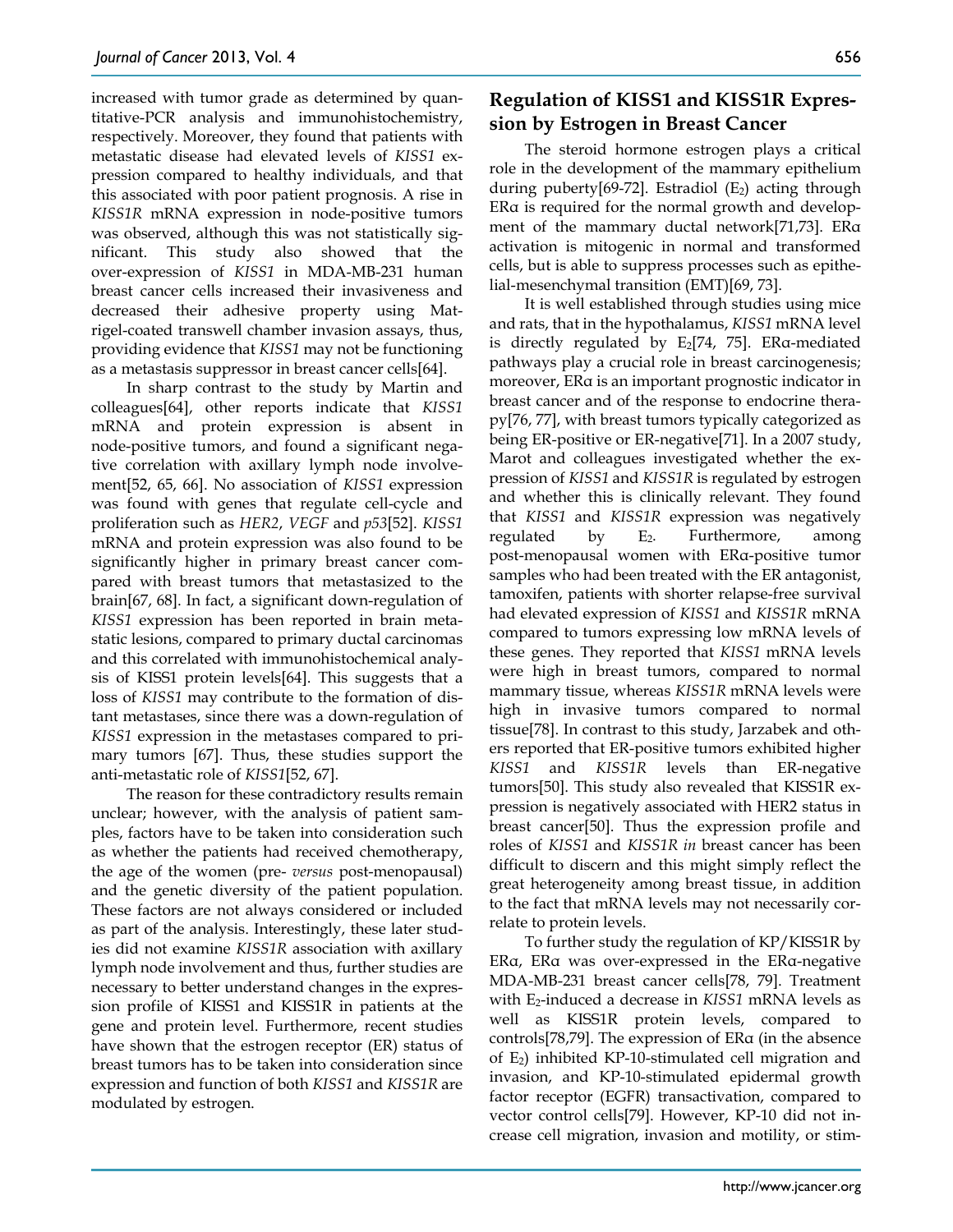increased with tumor grade as determined by quantitative-PCR analysis and immunohistochemistry, respectively. Moreover, they found that patients with metastatic disease had elevated levels of *KISS1* expression compared to healthy individuals, and that this associated with poor patient prognosis. A rise in *KISS1R* mRNA expression in node-positive tumors was observed, although this was not statistically significant. This study also showed that the over-expression of *KISS1* in MDA-MB-231 human breast cancer cells increased their invasiveness and decreased their adhesive property using Matrigel-coated transwell chamber invasion assays, thus, providing evidence that *KISS1* may not be functioning as a metastasis suppressor in breast cancer cells[64].

In sharp contrast to the study by Martin and colleagues[64], other reports indicate that *KISS1* mRNA and protein expression is absent in node-positive tumors, and found a significant negative correlation with axillary lymph node involvement[52, 65, 66]. No association of *KISS1* expression was found with genes that regulate cell-cycle and proliferation such as *HER2*, *VEGF* and *p53*[52]. *KISS1* mRNA and protein expression was also found to be significantly higher in primary breast cancer compared with breast tumors that metastasized to the brain[67, 68]. In fact, a significant down-regulation of *KISS1* expression has been reported in brain metastatic lesions, compared to primary ductal carcinomas and this correlated with immunohistochemical analysis of KISS1 protein levels[64]. This suggests that a loss of *KISS1* may contribute to the formation of distant metastases, since there was a down-regulation of *KISS1* expression in the metastases compared to primary tumors [67]. Thus, these studies support the anti-metastatic role of *KISS1*[52, 67].

The reason for these contradictory results remain unclear; however, with the analysis of patient samples, factors have to be taken into consideration such as whether the patients had received chemotherapy, the age of the women (pre- *versus* post-menopausal) and the genetic diversity of the patient population. These factors are not always considered or included as part of the analysis. Interestingly, these later studies did not examine *KISS1R* association with axillary lymph node involvement and thus, further studies are necessary to better understand changes in the expression profile of KISS1 and KISS1R in patients at the gene and protein level. Furthermore, recent studies have shown that the estrogen receptor (ER) status of breast tumors has to be taken into consideration since expression and function of both *KISS1* and *KISS1R* are modulated by estrogen.

## Regulation of KISS1 and KISS1R Expression by Estrogen in Breast Cancer

The steroid hormone estrogen plays a critical role in the development of the mammary epithelium during puberty[69-72]. Estradiol ($E_2$) acting through ERα is required for the normal growth and development of the mammary ductal network[71,73]. ERα activation is mitogenic in normal and transformed cells, but is able to suppress processes such as epithelial-mesenchymal transition (EMT)[69, 73].

It is well established through studies using mice and rats, that in the hypothalamus, *KISS1* mRNA level is directly regulated by $E_2$[74, 75]. ERα-mediated pathways play a crucial role in breast carcinogenesis; moreover, ERα is an important prognostic indicator in breast cancer and of the response to endocrine therapy[76, 77], with breast tumors typically categorized as being ER-positive or ER-negative[71]. In a 2007 study, Marot and colleagues investigated whether the expression of *KISS1* and *KISS1R* is regulated by estrogen and whether this is clinically relevant. They found that *KISS1* and *KISS1R* expression was negatively regulated by $E_2$. Furthermore, among post-menopausal women with ERα-positive tumor samples who had been treated with the ER antagonist, tamoxifen, patients with shorter relapse-free survival had elevated expression of *KISS1* and *KISS1R* mRNA compared to tumors expressing low mRNA levels of these genes. They reported that *KISS1* mRNA levels were high in breast tumors, compared to normal mammary tissue, whereas *KISS1R* mRNA levels were high in invasive tumors compared to normal tissue[78]. In contrast to this study, Jarzabek and others reported that ER-positive tumors exhibited higher *KISS1* and *KISS1R* levels than ER-negative tumors[50]. This study also revealed that KISS1R expression is negatively associated with HER2 status in breast cancer[50]. Thus the expression profile and roles of *KISS1* and *KISS1R in* breast cancer has been difficult to discern and this might simply reflect the great heterogeneity among breast tissue, in addition to the fact that mRNA levels may not necessarily correlate to protein levels.

To further study the regulation of KP/KISS1R by ERα, ERα was over-expressed in the ERα-negative MDA-MB-231 breast cancer cells[78, 79]. Treatment with $E_2$-induced a decrease in *KISS1* mRNA levels as well as KISS1R protein levels, compared to controls[78,79]. The expression of ERα (in the absence of $E_2$) inhibited KP-10-stimulated cell migration and invasion, and KP-10-stimulated epidermal growth factor receptor (EGFR) transactivation, compared to vector control cells[79]. However, KP-10 did not increase cell migration, invasion and motility, or stim-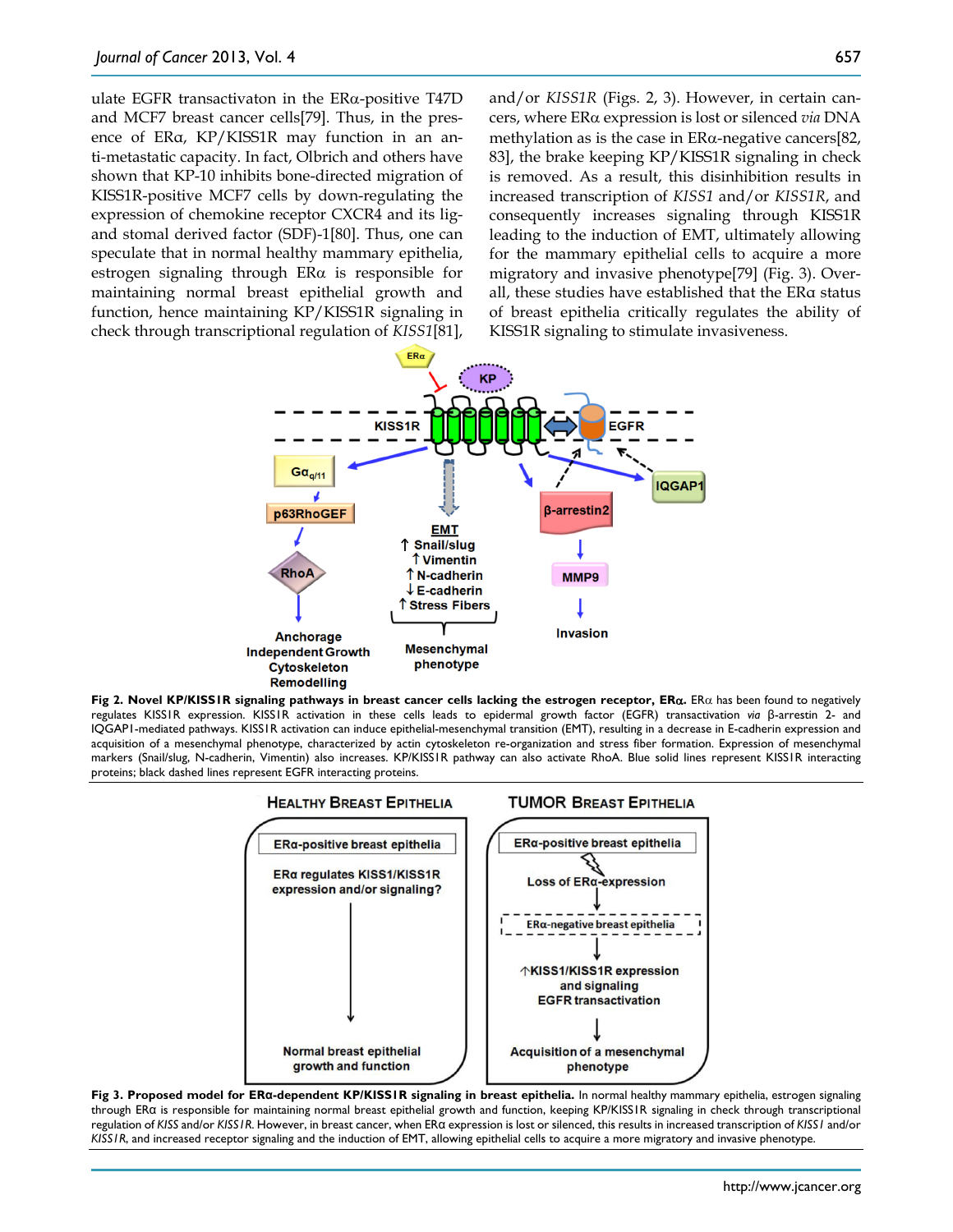ulate EGFR transactivaton in the ERα-positive T47D and MCF7 breast cancer cells[79]. Thus, in the presence of ERα, KP/KISS1R may function in an anti-metastatic capacity. In fact, Olbrich and others have shown that KP-10 inhibits bone-directed migration of KISS1R-positive MCF7 cells by down-regulating the expression of chemokine receptor CXCR4 and its ligand and stomal derived factor (SDF)-1[80]. Thus, one can speculate that in normal healthy mammary epithelia, estrogen signaling through ERα is responsible for maintaining normal breast epithelial growth and function, hence maintaining KP/KISS1R signaling in check through transcriptional regulation of *KISS1*[81], and/or *KISS1R* (Figs. 2, 3). However, in certain cancers, where ERα expression is lost or silenced *via* DNA methylation as is the case in ERα-negative cancers[82, 83], the brake keeping KP/KISS1R signaling in check is removed. As a result, this disinhibition results in increased transcription of *KISS1* and/or *KISS1R*, and consequently increases signaling through KISS1R leading to the induction of EMT, ultimately allowing for the mammary epithelial cells to acquire a more migratory and invasive phenotype[79] (Fig. 3). Overall, these studies have established that the ERα status of breast epithelia critically regulates the ability of KISS1R signaling to stimulate invasiveness.

**Fig 2. Novel KP/KISS1R signaling pathways in breast cancer cells lacking the estrogen receptor, ERα.** ERα has been found to negatively regulates KISS1R expression. KISS1R activation in these cells leads to epidermal growth factor (EGFR) transactivation *via* β-arrestin 2- and IQGAP1-mediated pathways. KISS1R activation can induce epithelial-mesenchymal transition (EMT), resulting in a decrease in E-cadherin expression and acquisition of a mesenchymal phenotype, characterized by actin cytoskeleton re-organization and stress fiber formation. Expression of mesenchymal markers (Snail/slug, N-cadherin, Vimentin) also increases. KP/KISS1R pathway can also activate RhoA. Blue solid lines represent KISS1R interacting proteins; black dashed lines represent EGFR interacting proteins.

**Fig 3. Proposed model for ERα-dependent KP/KISS1R signaling in breast epithelia.** In normal healthy mammary epithelia, estrogen signaling through ERα is responsible for maintaining normal breast epithelial growth and function, keeping KP/KISS1R signaling in check through transcriptional regulation of *KISS* and/or *KISS1R*. However, in breast cancer, when ERα expression is lost or silenced, this results in increased transcription of *KISS1* and/or *KISS1R*, and increased receptor signaling and the induction of EMT, allowing epithelial cells to acquire a more migratory and invasive phenotype.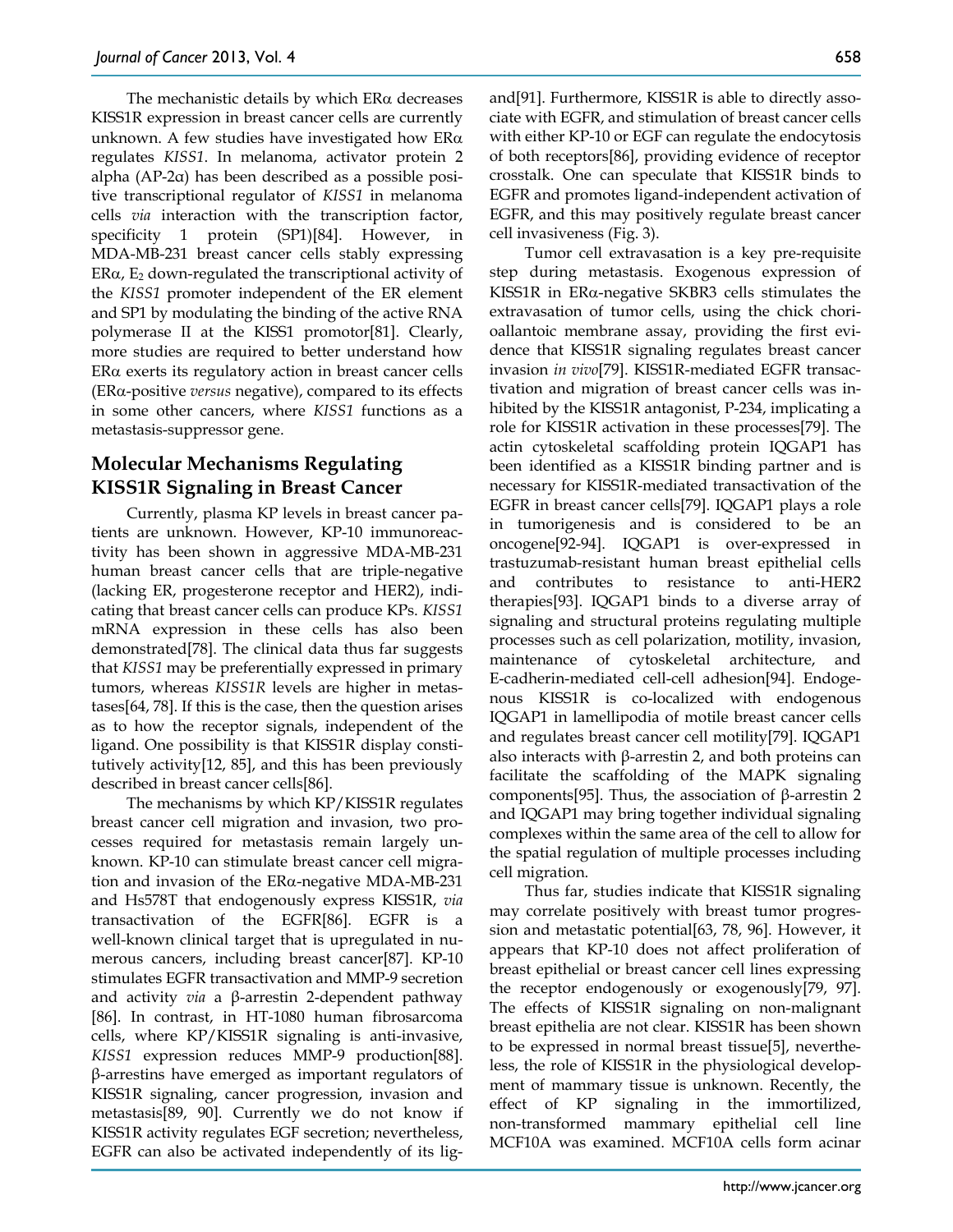The mechanistic details by which ERα decreases KISS1R expression in breast cancer cells are currently unknown. A few studies have investigated how ERα regulates *KISS1*. In melanoma, activator protein 2 alpha (AP-2α) has been described as a possible positive transcriptional regulator of *KISS1* in melanoma cells *via* interaction with the transcription factor, specificity 1 protein (SP1)[84]. However, in MDA-MB-231 breast cancer cells stably expressing ERα, $E_2$ down-regulated the transcriptional activity of the *KISS1* promoter independent of the ER element and SP1 by modulating the binding of the active RNA polymerase II at the KISS1 promotor[81]. Clearly, more studies are required to better understand how ERα exerts its regulatory action in breast cancer cells (ERα-positive *versus* negative), compared to its effects in some other cancers, where *KISS1* functions as a metastasis-suppressor gene.

## Molecular Mechanisms Regulating KISS1R Signaling in Breast Cancer

Currently, plasma KP levels in breast cancer patients are unknown. However, KP-10 immunoreactivity has been shown in aggressive MDA-MB-231 human breast cancer cells that are triple-negative (lacking ER, progesterone receptor and HER2), indicating that breast cancer cells can produce KPs. *KISS1* mRNA expression in these cells has also been demonstrated[78]. The clinical data thus far suggests that *KISS1* may be preferentially expressed in primary tumors, whereas *KISS1R* levels are higher in metastases[64, 78]. If this is the case, then the question arises as to how the receptor signals, independent of the ligand. One possibility is that KISS1R display constitutively activity[12, 85], and this has been previously described in breast cancer cells[86].

The mechanisms by which KP/KISS1R regulates breast cancer cell migration and invasion, two processes required for metastasis remain largely unknown. KP-10 can stimulate breast cancer cell migration and invasion of the ERα-negative MDA-MB-231 and Hs578T that endogenously express KISS1R, *via* transactivation of the EGFR[86]. EGFR is a well-known clinical target that is upregulated in numerous cancers, including breast cancer[87]. KP-10 stimulates EGFR transactivation and MMP-9 secretion and activity *via* a β-arrestin 2-dependent pathway [86]. In contrast, in HT-1080 human fibrosarcoma cells, where KP/KISS1R signaling is anti-invasive, *KISS1* expression reduces MMP-9 production[88]. β-arrestins have emerged as important regulators of KISS1R signaling, cancer progression, invasion and metastasis[89, 90]. Currently we do not know if KISS1R activity regulates EGF secretion; nevertheless, EGFR can also be activated independently of its ligand[91]. Furthermore, KISS1R is able to directly associate with EGFR, and stimulation of breast cancer cells with either KP-10 or EGF can regulate the endocytosis of both receptors[86], providing evidence of receptor crosstalk. One can speculate that KISS1R binds to EGFR and promotes ligand-independent activation of EGFR, and this may positively regulate breast cancer cell invasiveness (Fig. 3).

Tumor cell extravasation is a key pre-requisite step during metastasis. Exogenous expression of KISS1R in ERα-negative SKBR3 cells stimulates the extravasation of tumor cells, using the chick chorioallantoic membrane assay, providing the first evidence that KISS1R signaling regulates breast cancer invasion *in vivo*[79]. KISS1R-mediated EGFR transactivation and migration of breast cancer cells was inhibited by the KISS1R antagonist, P-234, implicating a role for KISS1R activation in these processes[79]. The actin cytoskeletal scaffolding protein IQGAP1 has been identified as a KISS1R binding partner and is necessary for KISS1R-mediated transactivation of the EGFR in breast cancer cells[79]. IQGAP1 plays a role in tumorigenesis and is considered to be an oncogene[92-94]. IQGAP1 is over-expressed in trastuzumab-resistant human breast epithelial cells and contributes to resistance to anti-HER2 therapies[93]. IQGAP1 binds to a diverse array of signaling and structural proteins regulating multiple processes such as cell polarization, motility, invasion, maintenance of cytoskeletal architecture, and E-cadherin-mediated cell-cell adhesion[94]. Endogenous KISS1R is co-localized with endogenous IQGAP1 in lamellipodia of motile breast cancer cells and regulates breast cancer cell motility[79]. IQGAP1 also interacts with β-arrestin 2, and both proteins can facilitate the scaffolding of the MAPK signaling components[95]. Thus, the association of β-arrestin 2 and IQGAP1 may bring together individual signaling complexes within the same area of the cell to allow for the spatial regulation of multiple processes including cell migration.

Thus far, studies indicate that KISS1R signaling may correlate positively with breast tumor progression and metastatic potential[63, 78, 96]. However, it appears that KP-10 does not affect proliferation of breast epithelial or breast cancer cell lines expressing the receptor endogenously or exogenously[79, 97]. The effects of KISS1R signaling on non-malignant breast epithelia are not clear. KISS1R has been shown to be expressed in normal breast tissue[5], nevertheless, the role of KISS1R in the physiological development of mammary tissue is unknown. Recently, the effect of KP signaling in the immortilized, non-transformed mammary epithelial cell line MCF10A was examined. MCF10A cells form acinar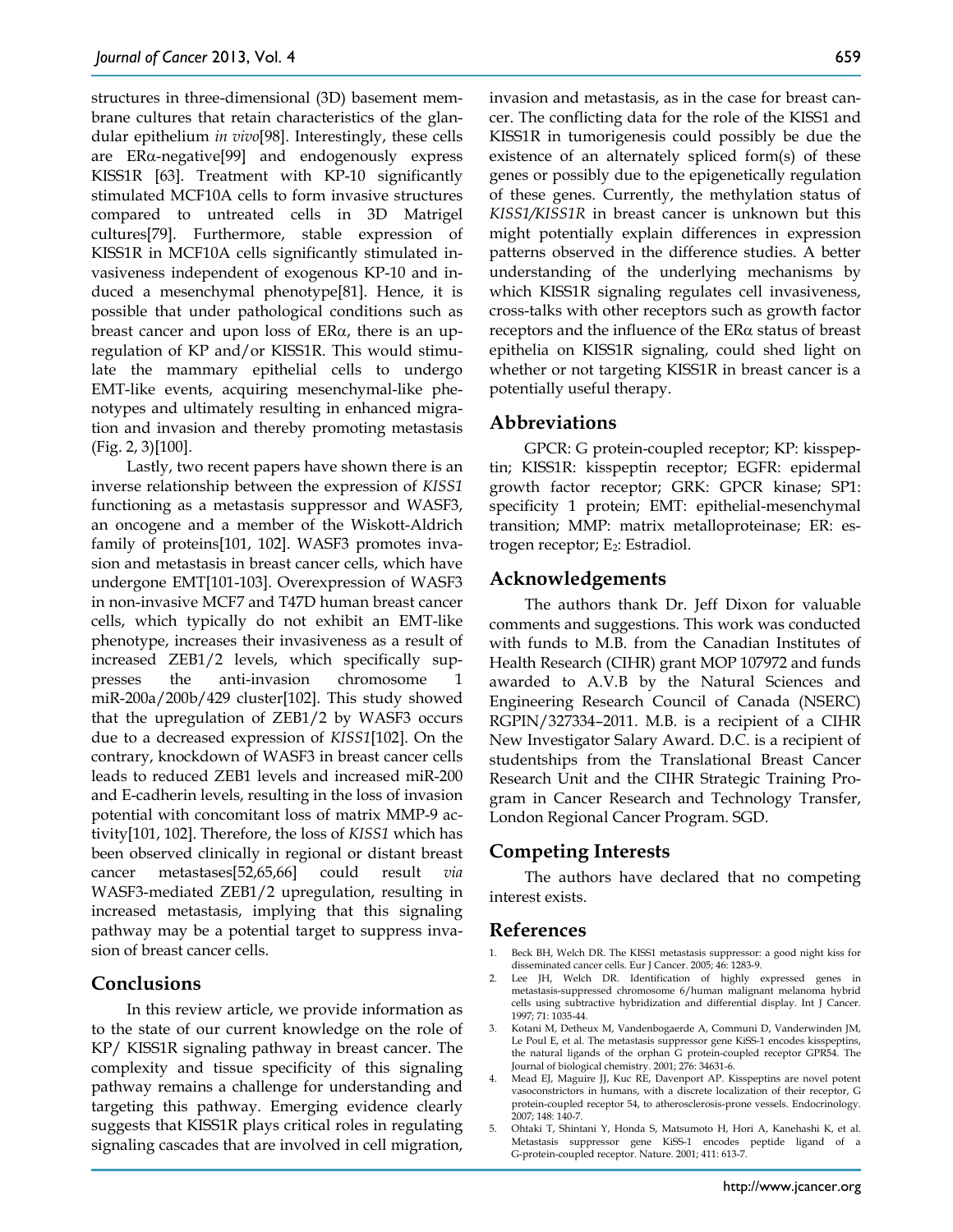structures in three-dimensional (3D) basement membrane cultures that retain characteristics of the glandular epithelium *in vivo*[98]. Interestingly, these cells are ERα-negative[99] and endogenously express KISS1R [63]. Treatment with KP-10 significantly stimulated MCF10A cells to form invasive structures compared to untreated cells in 3D Matrigel cultures[79]. Furthermore, stable expression of KISS1R in MCF10A cells significantly stimulated invasiveness independent of exogenous KP-10 and induced a mesenchymal phenotype[81]. Hence, it is possible that under pathological conditions such as breast cancer and upon loss of ERα, there is an upregulation of KP and/or KISS1R. This would stimulate the mammary epithelial cells to undergo EMT-like events, acquiring mesenchymal-like phenotypes and ultimately resulting in enhanced migration and invasion and thereby promoting metastasis (Fig. 2, 3)[100].

Lastly, two recent papers have shown there is an inverse relationship between the expression of *KISS1* functioning as a metastasis suppressor and WASF3, an oncogene and a member of the Wiskott-Aldrich family of proteins[101, 102]. WASF3 promotes invasion and metastasis in breast cancer cells, which have undergone EMT[101-103]. Overexpression of WASF3 in non-invasive MCF7 and T47D human breast cancer cells, which typically do not exhibit an EMT-like phenotype, increases their invasiveness as a result of increased ZEB1/2 levels, which specifically suppresses the anti-invasion chromosome 1 miR-200a/200b/429 cluster[102]. This study showed that the upregulation of ZEB1/2 by WASF3 occurs due to a decreased expression of *KISS1*[102]. On the contrary, knockdown of WASF3 in breast cancer cells leads to reduced ZEB1 levels and increased miR-200 and E-cadherin levels, resulting in the loss of invasion potential with concomitant loss of matrix MMP-9 activity[101, 102]. Therefore, the loss of *KISS1* which has been observed clinically in regional or distant breast cancer metastases[52,65,66] could result *via* WASF3-mediated ZEB1/2 upregulation, resulting in increased metastasis, implying that this signaling pathway may be a potential target to suppress invasion of breast cancer cells.

## Conclusions

In this review article, we provide information as to the state of our current knowledge on the role of KP/ KISS1R signaling pathway in breast cancer. The complexity and tissue specificity of this signaling pathway remains a challenge for understanding and targeting this pathway. Emerging evidence clearly suggests that KISS1R plays critical roles in regulating signaling cascades that are involved in cell migration, invasion and metastasis, as in the case for breast cancer. The conflicting data for the role of the KISS1 and KISS1R in tumorigenesis could possibly be due the existence of an alternately spliced form(s) of these genes or possibly due to the epigenetically regulation of these genes. Currently, the methylation status of *KISS1/KISS1R* in breast cancer is unknown but this might potentially explain differences in expression patterns observed in the difference studies. A better understanding of the underlying mechanisms by which KISS1R signaling regulates cell invasiveness, cross-talks with other receptors such as growth factor receptors and the influence of the ERα status of breast epithelia on KISS1R signaling, could shed light on whether or not targeting KISS1R in breast cancer is a potentially useful therapy.

## Abbreviations

GPCR: G protein-coupled receptor; KP: kisspeptin; KISS1R: kisspeptin receptor; EGFR: epidermal growth factor receptor; GRK: GPCR kinase; SP1: specificity 1 protein; EMT: epithelial-mesenchymal transition; MMP: matrix metalloproteinase; ER: estrogen receptor; $E_2$: Estradiol.

## Acknowledgements

The authors thank Dr. Jeff Dixon for valuable comments and suggestions. This work was conducted with funds to M.B. from the Canadian Institutes of Health Research (CIHR) grant MOP 107972 and funds awarded to A.V.B by the Natural Sciences and Engineering Research Council of Canada (NSERC) RGPIN/327334–2011. M.B. is a recipient of a CIHR New Investigator Salary Award. D.C. is a recipient of studentships from the Translational Breast Cancer Research Unit and the CIHR Strategic Training Program in Cancer Research and Technology Transfer, London Regional Cancer Program. SGD.

## Competing Interests

The authors have declared that no competing interest exists.

## References

1. Beck BH, Welch DR. The KISS1 metastasis suppressor: a good night kiss for disseminated cancer cells. Eur J Cancer. 2005; 46: 1283-9.
2. Lee JH, Welch DR. Identification of highly expressed genes in metastasis-suppressed chromosome 6/human malignant melanoma hybrid cells using subtractive hybridization and differential display. Int J Cancer. 1997; 71: 1035-44.
3. Kotani M, Detheux M, Vandenbogaerde A, Communi D, Vanderwinden JM, Le Poul E, et al. The metastasis suppressor gene KiSS-1 encodes kisspeptins, the natural ligands of the orphan G protein-coupled receptor GPR54. The Journal of biological chemistry. 2001; 276: 34631-6.
4. Mead EJ, Maguire JJ, Kuc RE, Davenport AP. Kisspeptins are novel potent vasoconstrictors in humans, with a discrete localization of their receptor, G protein-coupled receptor 54, to atherosclerosis-prone vessels. Endocrinology. 2007; 148: 140-7.
5. Ohtaki T, Shintani Y, Honda S, Matsumoto H, Hori A, Kanehashi K, et al. Metastasis suppressor gene KiSS-1 encodes peptide ligand of a G-protein-coupled receptor. Nature. 2001; 411: 613-7.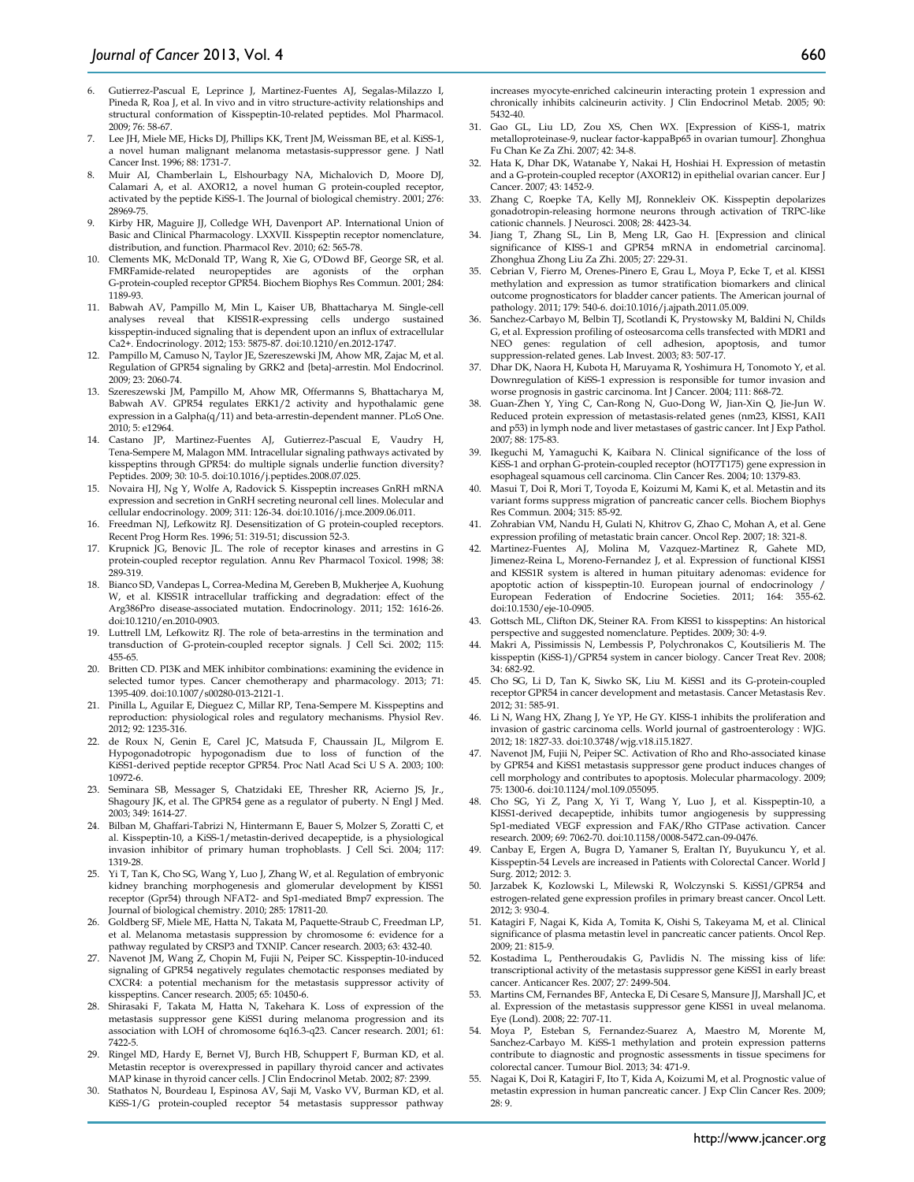6. Gutierrez-Pascual E, Leprince J, Martinez-Fuentes AJ, Segalas-Milazzo I, Pineda R, Roa J, et al. In vivo and in vitro structure-activity relationships and structural conformation of Kisspeptin-10-related peptides. Mol Pharmacol. 2009; 76: 58-67.
7. Lee JH, Miele ME, Hicks DJ, Phillips KK, Trent JM, Weissman BE, et al. KiSS-1, a novel human malignant melanoma metastasis-suppressor gene. J Natl Cancer Inst. 1996; 88: 1731-7.
8. Muir AI, Chamberlain L, Elshourbagy NA, Michalovich D, Moore DJ, Calamari A, et al. AXOR12, a novel human G protein-coupled receptor, activated by the peptide KiSS-1. The Journal of biological chemistry. 2001; 276: 28969-75.
9. Kirby HR, Maguire JJ, Colledge WH, Davenport AP. International Union of Basic and Clinical Pharmacology. LXXVII. Kisspeptin receptor nomenclature, distribution, and function. Pharmacol Rev. 2010; 62: 565-78.
10. Clements MK, McDonald TP, Wang R, Xie G, O'Dowd BF, George SR, et al. FMRFamide-related neuropeptides are agonists of the orphan G-protein-coupled receptor GPR54. Biochem Biophys Res Commun. 2001; 284: 1189-93.
11. Babwah AV, Pampillo M, Min L, Kaiser UB, Bhattacharya M. Single-cell analyses reveal that KISS1R-expressing cells undergo sustained kisspeptin-induced signaling that is dependent upon an influx of extracellular Ca2+. Endocrinology. 2012; 153: 5875-87. doi:10.1210/en.2012-1747.
12. Pampillo M, Camuso N, Taylor JE, Szereszewski JM, Ahow MR, Zajac M, et al. Regulation of GPR54 signaling by GRK2 and {beta}-arrestin. Mol Endocrinol. 2009; 23: 2060-74.
13. Szereszewski JM, Pampillo M, Ahow MR, Offermanns S, Bhattacharya M, Babwah AV. GPR54 regulates ERK1/2 activity and hypothalamic gene expression in a Galpha(q/11) and beta-arrestin-dependent manner. PLoS One. 2010; 5: e12964.
14. Castano JP, Martinez-Fuentes AJ, Gutierrez-Pascual E, Vaudry H, Tena-Sempere M, Malagon MM. Intracellular signaling pathways activated by kisspeptins through GPR54: do multiple signals underlie function diversity? Peptides. 2009; 30: 10-5. doi:10.1016/j.peptides.2008.07.025.
15. Novaira HJ, Ng Y, Wolfe A, Radovick S. Kisspeptin increases GnRH mRNA expression and secretion in GnRH secreting neuronal cell lines. Molecular and cellular endocrinology. 2009; 311: 126-34. doi:10.1016/j.mce.2009.06.011.
16. Freedman NJ, Lefkowitz RJ. Desensitization of G protein-coupled receptors. Recent Prog Horm Res. 1996; 51: 319-51; discussion 52-3.
17. Krupnick JG, Benovic JL. The role of receptor kinases and arrestins in G protein-coupled receptor regulation. Annu Rev Pharmacol Toxicol. 1998; 38: 289-319.
18. Bianco SD, Vandepas L, Correa-Medina M, Gereben B, Mukherjee A, Kuohung W, et al. KISS1R intracellular trafficking and degradation: effect of the Arg386Pro disease-associated mutation. Endocrinology. 2011; 152: 1616-26. doi:10.1210/en.2010-0903.
19. Luttrell LM, Lefkowitz RJ. The role of beta-arrestins in the termination and transduction of G-protein-coupled receptor signals. J Cell Sci. 2002; 115: 455-65.
20. Britten CD. PI3K and MEK inhibitor combinations: examining the evidence in selected tumor types. Cancer chemotherapy and pharmacology. 2013; 71: 1395-409. doi:10.1007/s00280-013-2121-1.
21. Pinilla L, Aguilar E, Dieguez C, Millar RP, Tena-Sempere M. Kisspeptins and reproduction: physiological roles and regulatory mechanisms. Physiol Rev. 2012; 92: 1235-316.
22. de Roux N, Genin E, Carel JC, Matsuda F, Chaussain JL, Milgrom E. Hypogonadotropic hypogonadism due to loss of function of the KiSS1-derived peptide receptor GPR54. Proc Natl Acad Sci U S A. 2003; 100: 10972-6.
23. Seminara SB, Messager S, Chatzidaki EE, Thresher RR, Acierno JS, Jr., Shagoury JK, et al. The GPR54 gene as a regulator of puberty. N Engl J Med. 2003; 349: 1614-27.
24. Bilban M, Ghaffari-Tabrizi N, Hintermann E, Bauer S, Molzer S, Zoratti C, et al. Kisspeptin-10, a KiSS-1/metastin-derived decapeptide, is a physiological invasion inhibitor of primary human trophoblasts. J Cell Sci. 2004; 117: 1319-28.
25. Yi T, Tan K, Cho SG, Wang Y, Luo J, Zhang W, et al. Regulation of embryonic kidney branching morphogenesis and glomerular development by KISS1 receptor (Gpr54) through NFAT2- and Sp1-mediated Bmp7 expression. The Journal of biological chemistry. 2010; 285: 17811-20.
26. Goldberg SF, Miele ME, Hatta N, Takata M, Paquette-Straub C, Freedman LP, et al. Melanoma metastasis suppression by chromosome 6: evidence for a pathway regulated by CRSP3 and TXNIP. Cancer research. 2003; 63: 432-40.
27. Navenot JM, Wang Z, Chopin M, Fujii N, Peiper SC. Kisspeptin-10-induced signaling of GPR54 negatively regulates chemotactic responses mediated by CXCR4: a potential mechanism for the metastasis suppressor activity of kisspeptins. Cancer research. 2005; 65: 10450-6.
28. Shirasaki F, Takata M, Hatta N, Takehara K. Loss of expression of the metastasis suppressor gene KiSS1 during melanoma progression and its association with LOH of chromosome 6q16.3-q23. Cancer research. 2001; 61: 7422-5.
29. Ringel MD, Hardy E, Bernet VJ, Burch HB, Schuppert F, Burman KD, et al. Metastin receptor is overexpressed in papillary thyroid cancer and activates MAP kinase in thyroid cancer cells. J Clin Endocrinol Metab. 2002; 87: 2399.
30. Stathatos N, Bourdeau I, Espinosa AV, Saji M, Vasko VV, Burman KD, et al. KiSS-1/G protein-coupled receptor 54 metastasis suppressor pathway increases myocyte-enriched calcineurin interacting protein 1 expression and chronically inhibits calcineurin activity. J Clin Endocrinol Metab. 2005; 90: 5432-40.
31. Gao GL, Liu LD, Zou XS, Chen WX. [Expression of KiSS-1, matrix metalloproteinase-9, nuclear factor-kappaBp65 in ovarian tumour]. Zhonghua Fu Chan Ke Za Zhi. 2007; 42: 34-8.
32. Hata K, Dhar DK, Watanabe Y, Nakai H, Hoshiai H. Expression of metastin and a G-protein-coupled receptor (AXOR12) in epithelial ovarian cancer. Eur J Cancer. 2007; 43: 1452-9.
33. Zhang C, Roepke TA, Kelly MJ, Ronnekleiv OK. Kisspeptin depolarizes gonadotropin-releasing hormone neurons through activation of TRPC-like cationic channels. J Neurosci. 2008; 28: 4423-34.
34. Jiang T, Zhang SL, Lin B, Meng LR, Gao H. [Expression and clinical significance of KISS-1 and GPR54 mRNA in endometrial carcinoma]. Zhonghua Zhong Liu Za Zhi. 2005; 27: 229-31.
35. Cebrian V, Fierro M, Orenes-Pinero E, Grau L, Moya P, Ecke T, et al. KISS1 methylation and expression as tumor stratification biomarkers and clinical outcome prognosticators for bladder cancer patients. The American journal of pathology. 2011; 179: 540-6. doi:10.1016/j.ajpath.2011.05.009.
36. Sanchez-Carbayo M, Belbin TJ, Scotlandi K, Prystowsky M, Baldini N, Childs G, et al. Expression profiling of osteosarcoma cells transfected with MDR1 and NEO genes: regulation of cell adhesion, apoptosis, and tumor suppression-related genes. Lab Invest. 2003; 83: 507-17.
37. Dhar DK, Naora H, Kubota H, Maruyama R, Yoshimura H, Tonomoto Y, et al. Downregulation of KiSS-1 expression is responsible for tumor invasion and worse prognosis in gastric carcinoma. Int J Cancer. 2004; 111: 868-72.
38. Guan-Zhen Y, Ying C, Can-Rong N, Guo-Dong W, Jian-Xin Q, Jie-Jun W. Reduced protein expression of metastasis-related genes (nm23, KISS1, KAI1 and p53) in lymph node and liver metastases of gastric cancer. Int J Exp Pathol. 2007; 88: 175-83.
39. Ikeguchi M, Yamaguchi K, Kaibara N. Clinical significance of the loss of KiSS-1 and orphan G-protein-coupled receptor (hOT7T175) gene expression in esophageal squamous cell carcinoma. Clin Cancer Res. 2004; 10: 1379-83.
40. Masui T, Doi R, Mori T, Toyoda E, Koizumi M, Kami K, et al. Metastin and its variant forms suppress migration of pancreatic cancer cells. Biochem Biophys Res Commun. 2004; 315: 85-92.
41. Zohrabian VM, Nandu H, Gulati N, Khitrov G, Zhao C, Mohan A, et al. Gene expression profiling of metastatic brain cancer. Oncol Rep. 2007; 18: 321-8.
42. Martinez-Fuentes AJ, Molina M, Vazquez-Martinez R, Gahete MD, Jimenez-Reina L, Moreno-Fernandez J, et al. Expression of functional KISS1 and KISS1R system is altered in human pituitary adenomas: evidence for apoptotic action of kisspeptin-10. European journal of endocrinology / European Federation of Endocrine Societies. 2011; 164: 355-62. doi:10.1530/eje-10-0905.
43. Gottsch ML, Clifton DK, Steiner RA. From KISS1 to kisspeptins: An historical perspective and suggested nomenclature. Peptides. 2009; 30: 4-9.
44. Makri A, Pissimissis N, Lembessis P, Polychronakos C, Koutsilieris M. The kisspeptin (KiSS-1)/GPR54 system in cancer biology. Cancer Treat Rev. 2008; 34: 682-92.
45. Cho SG, Li D, Tan K, Siwko SK, Liu M. KiSS1 and its G-protein-coupled receptor GPR54 in cancer development and metastasis. Cancer Metastasis Rev. 2012; 31: 585-91.
46. Li N, Wang HX, Zhang J, Ye YP, He GY. KISS-1 inhibits the proliferation and invasion of gastric carcinoma cells. World journal of gastroenterology : WJG. 2012; 18: 1827-33. doi:10.3748/wjg.v18.i15.1827.
47. Navenot JM, Fujii N, Peiper SC. Activation of Rho and Rho-associated kinase by GPR54 and KiSS1 metastasis suppressor gene product induces changes of cell morphology and contributes to apoptosis. Molecular pharmacology. 2009; 75: 1300-6. doi:10.1124/mol.109.055095.
48. Cho SG, Yi Z, Pang X, Yi T, Wang Y, Luo J, et al. Kisspeptin-10, a KISS1-derived decapeptide, inhibits tumor angiogenesis by suppressing Sp1-mediated VEGF expression and FAK/Rho GTPase activation. Cancer research. 2009; 69: 7062-70. doi:10.1158/0008-5472.can-09-0476.
49. Canbay E, Ergen A, Bugra D, Yamaner S, Eraltan IY, Buyukuncu Y, et al. Kisspeptin-54 Levels are increased in Patients with Colorectal Cancer. World J Surg. 2012; 2012: 3.
50. Jarzabek K, Kozlowski L, Milewski R, Wolczynski S. KiSS1/GPR54 and estrogen-related gene expression profiles in primary breast cancer. Oncol Lett. 2012; 3: 930-4.
51. Katagiri F, Nagai K, Kida A, Tomita K, Oishi S, Takeyama M, et al. Clinical significance of plasma metastin level in pancreatic cancer patients. Oncol Rep. 2009; 21: 815-9.
52. Kostadima L, Pentheroudakis G, Pavlidis N. The missing kiss of life: transcriptional activity of the metastasis suppressor gene KiSS1 in early breast cancer. Anticancer Res. 2007; 27: 2499-504.
53. Martins CM, Fernandes BF, Antecka E, Di Cesare S, Mansure JJ, Marshall JC, et al. Expression of the metastasis suppressor gene KISS1 in uveal melanoma. Eye (Lond). 2008; 22: 707-11.
54. Moya P, Esteban S, Fernandez-Suarez A, Maestro M, Morente M, Sanchez-Carbayo M. KiSS-1 methylation and protein expression patterns contribute to diagnostic and prognostic assessments in tissue specimens for colorectal cancer. Tumour Biol. 2013; 34: 471-9.
55. Nagai K, Doi R, Katagiri F, Ito T, Kida A, Koizumi M, et al. Prognostic value of metastin expression in human pancreatic cancer. J Exp Clin Cancer Res. 2009; 28: 9.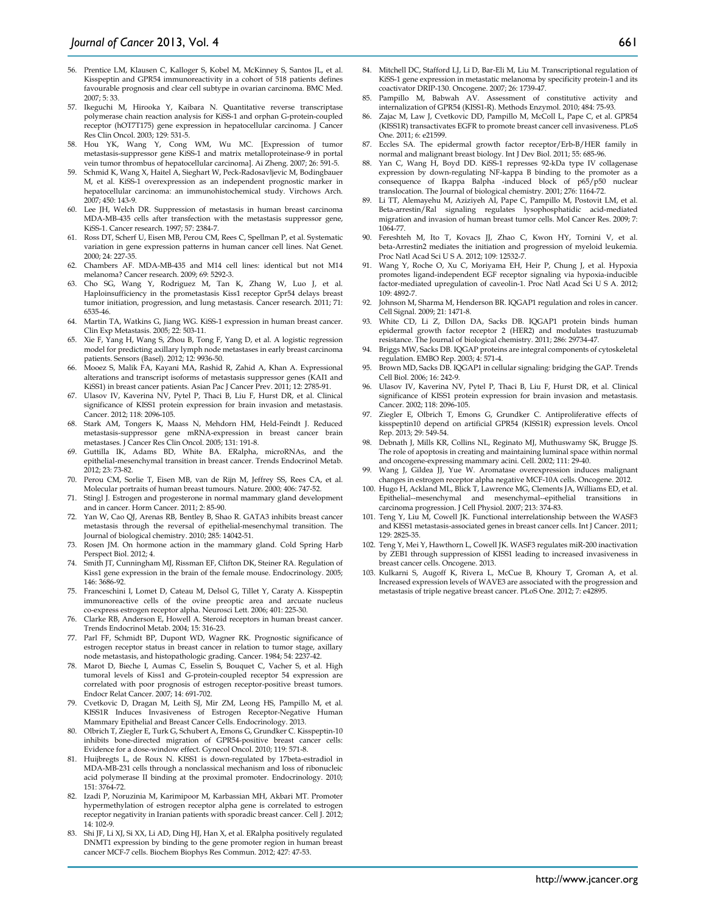56. Prentice LM, Klausen C, Kalloger S, Kobel M, McKinney S, Santos JL, et al. Kisspeptin and GPR54 immunoreactivity in a cohort of 518 patients defines favourable prognosis and clear cell subtype in ovarian carcinoma. BMC Med. 2007; 5: 33.
57. Ikeguchi M, Hirooka Y, Kaibara N. Quantitative reverse transcriptase polymerase chain reaction analysis for KiSS-1 and orphan G-protein-coupled receptor (hOT7T175) gene expression in hepatocellular carcinoma. J Cancer Res Clin Oncol. 2003; 129: 531-5.
58. Hou YK, Wang Y, Cong WM, Wu MC. [Expression of tumor metastasis-suppressor gene KiSS-1 and matrix metalloproteinase-9 in portal vein tumor thrombus of hepatocellular carcinoma]. Ai Zheng. 2007; 26: 591-5.
59. Schmid K, Wang X, Haitel A, Sieghart W, Peck-Radosavljevic M, Bodingbauer M, et al. KiSS-1 overexpression as an independent prognostic marker in hepatocellular carcinoma: an immunohistochemical study. Virchows Arch. 2007; 450: 143-9.
60. Lee JH, Welch DR. Suppression of metastasis in human breast carcinoma MDA-MB-435 cells after transfection with the metastasis suppressor gene, KiSS-1. Cancer research. 1997; 57: 2384-7.
61. Ross DT, Scherf U, Eisen MB, Perou CM, Rees C, Spellman P, et al. Systematic variation in gene expression patterns in human cancer cell lines. Nat Genet. 2000; 24: 227-35.
62. Chambers AF. MDA-MB-435 and M14 cell lines: identical but not M14 melanoma? Cancer research. 2009; 69: 5292-3.
63. Cho SG, Wang Y, Rodriguez M, Tan K, Zhang W, Luo J, et al. Haploinsufficiency in the prometastasis Kiss1 receptor Gpr54 delays breast tumor initiation, progression, and lung metastasis. Cancer research. 2011; 71: 6535-46.
64. Martin TA, Watkins G, Jiang WG. KiSS-1 expression in human breast cancer. Clin Exp Metastasis. 2005; 22: 503-11.
65. Xie F, Yang H, Wang S, Zhou B, Tong F, Yang D, et al. A logistic regression model for predicting axillary lymph node metastases in early breast carcinoma patients. Sensors (Basel). 2012; 12: 9936-50.
66. Mooez S, Malik FA, Kayani MA, Rashid R, Zahid A, Khan A. Expressional alterations and transcript isoforms of metastasis suppressor genes (KAI1 and KiSS1) in breast cancer patients. Asian Pac J Cancer Prev. 2011; 12: 2785-91.
67. Ulasov IV, Kaverina NV, Pytel P, Thaci B, Liu F, Hurst DR, et al. Clinical significance of KISS1 protein expression for brain invasion and metastasis. Cancer. 2012; 118: 2096-105.
68. Stark AM, Tongers K, Maass N, Mehdorn HM, Held-Feindt J. Reduced metastasis-suppressor gene mRNA-expression in breast cancer brain metastases. J Cancer Res Clin Oncol. 2005; 131: 191-8.
69. Guttilla IK, Adams BD, White BA. ERalpha, microRNAs, and the epithelial-mesenchymal transition in breast cancer. Trends Endocrinol Metab. 2012; 23: 73-82.
70. Perou CM, Sorlie T, Eisen MB, van de Rijn M, Jeffrey SS, Rees CA, et al. Molecular portraits of human breast tumours. Nature. 2000; 406: 747-52.
71. Stingl J. Estrogen and progesterone in normal mammary gland development and in cancer. Horm Cancer. 2011; 2: 85-90.
72. Yan W, Cao QJ, Arenas RB, Bentley B, Shao R. GATA3 inhibits breast cancer metastasis through the reversal of epithelial-mesenchymal transition. The Journal of biological chemistry. 2010; 285: 14042-51.
73. Rosen JM. On hormone action in the mammary gland. Cold Spring Harb Perspect Biol. 2012; 4.
74. Smith JT, Cunningham MJ, Rissman EF, Clifton DK, Steiner RA. Regulation of Kiss1 gene expression in the brain of the female mouse. Endocrinology. 2005; 146: 3686-92.
75. Franceschini I, Lomet D, Cateau M, Delsol G, Tillet Y, Caraty A. Kisspeptin immunoreactive cells of the ovine preoptic area and arcuate nucleus co-express estrogen receptor alpha. Neurosci Lett. 2006; 401: 225-30.
76. Clarke RB, Anderson E, Howell A. Steroid receptors in human breast cancer. Trends Endocrinol Metab. 2004; 15: 316-23.
77. Parl FF, Schmidt BP, Dupont WD, Wagner RK. Prognostic significance of estrogen receptor status in breast cancer in relation to tumor stage, axillary node metastasis, and histopathologic grading. Cancer. 1984; 54: 2237-42.
78. Marot D, Bieche I, Aumas C, Esselin S, Bouquet C, Vacher S, et al. High tumoral levels of Kiss1 and G-protein-coupled receptor 54 expression are correlated with poor prognosis of estrogen receptor-positive breast tumors. Endocr Relat Cancer. 2007; 14: 691-702.
79. Cvetkovic D, Dragan M, Leith SJ, Mir ZM, Leong HS, Pampillo M, et al. KISS1R Induces Invasiveness of Estrogen Receptor-Negative Human Mammary Epithelial and Breast Cancer Cells. Endocrinology. 2013.
80. Olbrich T, Ziegler E, Turk G, Schubert A, Emons G, Grundker C. Kisspeptin-10 inhibits bone-directed migration of GPR54-positive breast cancer cells: Evidence for a dose-window effect. Gynecol Oncol. 2010; 119: 571-8.
81. Huijbregts L, de Roux N. KISS1 is down-regulated by 17beta-estradiol in MDA-MB-231 cells through a nonclassical mechanism and loss of ribonucleic acid polymerase II binding at the proximal promoter. Endocrinology. 2010; 151: 3764-72.
82. Izadi P, Noruzinia M, Karimipoor M, Karbassian MH, Akbari MT. Promoter hypermethylation of estrogen receptor alpha gene is correlated to estrogen receptor negativity in Iranian patients with sporadic breast cancer. Cell J. 2012; 14: 102-9.
83. Shi JF, Li XJ, Si XX, Li AD, Ding HJ, Han X, et al. ERalpha positively regulated DNMT1 expression by binding to the gene promoter region in human breast cancer MCF-7 cells. Biochem Biophys Res Commun. 2012; 427: 47-53.
84. Mitchell DC, Stafford LJ, Li D, Bar-Eli M, Liu M. Transcriptional regulation of KiSS-1 gene expression in metastatic melanoma by specificity protein-1 and its coactivator DRIP-130. Oncogene. 2007; 26: 1739-47.
85. Pampillo M, Babwah AV. Assessment of constitutive activity and internalization of GPR54 (KISS1-R). Methods Enzymol. 2010; 484: 75-93.
86. Zajac M, Law J, Cvetkovic DD, Pampillo M, McColl L, Pape C, et al. GPR54 (KISS1R) transactivates EGFR to promote breast cancer cell invasiveness. PLoS One. 2011; 6: e21599.
87. Eccles SA. The epidermal growth factor receptor/Erb-B/HER family in normal and malignant breast biology. Int J Dev Biol. 2011; 55: 685-96.
88. Yan C, Wang H, Boyd DD. KiSS-1 represses 92-kDa type IV collagenase expression by down-regulating NF-kappa B binding to the promoter as a consequence of Ikappa Balpha -induced block of p65/p50 nuclear translocation. The Journal of biological chemistry. 2001; 276: 1164-72.
89. Li TT, Alemayehu M, Aziziyeh AI, Pape C, Pampillo M, Postovit LM, et al. Beta-arrestin/Ral signaling regulates lysophosphatidic acid-mediated migration and invasion of human breast tumor cells. Mol Cancer Res. 2009; 7: 1064-77.
90. Fereshteh M, Ito T, Kovacs JJ, Zhao C, Kwon HY, Tornini V, et al. beta-Arrestin2 mediates the initiation and progression of myeloid leukemia. Proc Natl Acad Sci U S A. 2012; 109: 12532-7.
91. Wang Y, Roche O, Xu C, Moriyama EH, Heir P, Chung J, et al. Hypoxia promotes ligand-independent EGF receptor signaling via hypoxia-inducible factor-mediated upregulation of caveolin-1. Proc Natl Acad Sci U S A. 2012; 109: 4892-7.
92. Johnson M, Sharma M, Henderson BR. IQGAP1 regulation and roles in cancer. Cell Signal. 2009; 21: 1471-8.
93. White CD, Li Z, Dillon DA, Sacks DB. IQGAP1 protein binds human epidermal growth factor receptor 2 (HER2) and modulates trastuzumab resistance. The Journal of biological chemistry. 2011; 286: 29734-47.
94. Briggs MW, Sacks DB. IQGAP proteins are integral components of cytoskeletal regulation. EMBO Rep. 2003; 4: 571-4.
95. Brown MD, Sacks DB. IQGAP1 in cellular signaling: bridging the GAP. Trends Cell Biol. 2006; 16: 242-9.
96. Ulasov IV, Kaverina NV, Pytel P, Thaci B, Liu F, Hurst DR, et al. Clinical significance of KISS1 protein expression for brain invasion and metastasis. Cancer. 2002; 118: 2096-105.
97. Ziegler E, Olbrich T, Emons G, Grundker C. Antiproliferative effects of kisspeptin10 depend on artificial GPR54 (KISS1R) expression levels. Oncol Rep. 2013; 29: 549-54.
98. Debnath J, Mills KR, Collins NL, Reginato MJ, Muthuswamy SK, Brugge JS. The role of apoptosis in creating and maintaining luminal space within normal and oncogene-expressing mammary acini. Cell. 2002; 111: 29-40.
99. Wang J, Gildea JJ, Yue W. Aromatase overexpression induces malignant changes in estrogen receptor alpha negative MCF-10A cells. Oncogene. 2012.
100. Hugo H, Ackland ML, Blick T, Lawrence MG, Clements JA, Williams ED, et al. Epithelial--mesenchymal and mesenchymal--epithelial transitions in carcinoma progression. J Cell Physiol. 2007; 213: 374-83.
101. Teng Y, Liu M, Cowell JK. Functional interrelationship between the WASF3 and KISS1 metastasis-associated genes in breast cancer cells. Int J Cancer. 2011; 129: 2825-35.
102. Teng Y, Mei Y, Hawthorn L, Cowell JK. WASF3 regulates miR-200 inactivation by ZEB1 through suppression of KISS1 leading to increased invasiveness in breast cancer cells. Oncogene. 2013.
103. Kulkarni S, Augoff K, Rivera L, McCue B, Khoury T, Groman A, et al. Increased expression levels of WAVE3 are associated with the progression and metastasis of triple negative breast cancer. PLoS One. 2012; 7: e42895.